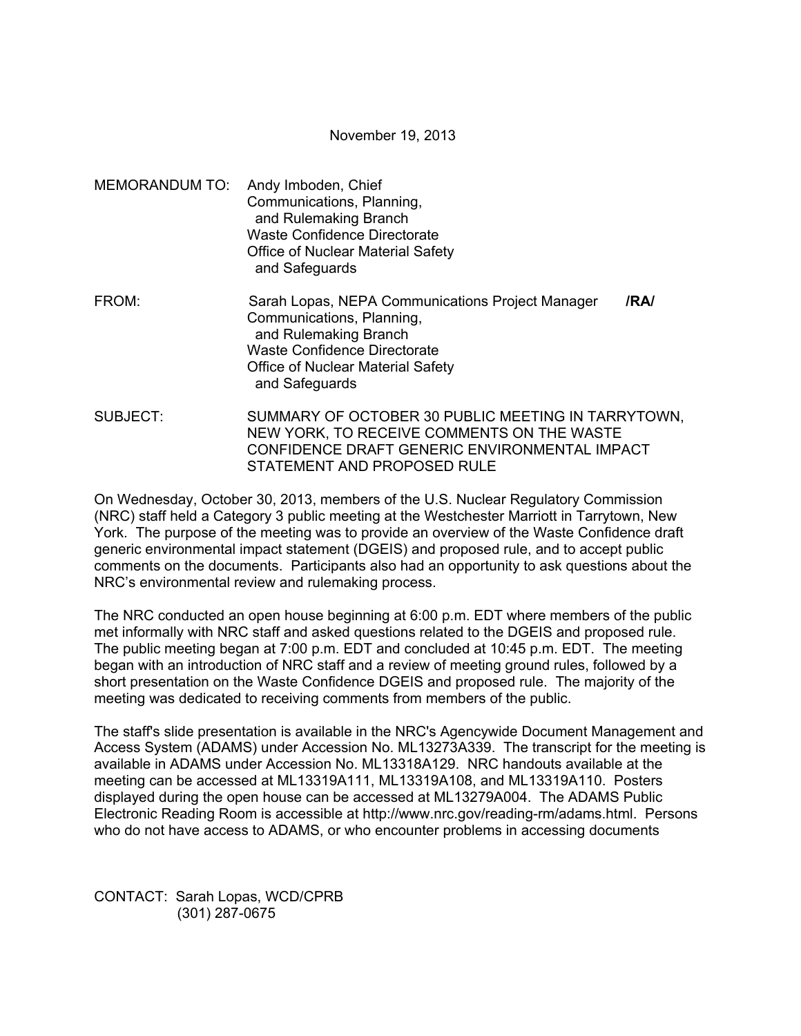November 19, 2013

MEMORANDUM TO: Andy Imboden, Chief
Communications, Planning, and Rulemaking Branch
Waste Confidence Directorate
Office of Nuclear Material Safety and Safeguards

FROM: Sarah Lopas, NEPA Communications Project Manager **/RA/**
Communications, Planning, and Rulemaking Branch
Waste Confidence Directorate
Office of Nuclear Material Safety and Safeguards

SUBJECT: SUMMARY OF OCTOBER 30 PUBLIC MEETING IN TARRYTOWN, NEW YORK, TO RECEIVE COMMENTS ON THE WASTE CONFIDENCE DRAFT GENERIC ENVIRONMENTAL IMPACT STATEMENT AND PROPOSED RULE

On Wednesday, October 30, 2013, members of the U.S. Nuclear Regulatory Commission (NRC) staff held a Category 3 public meeting at the Westchester Marriott in Tarrytown, New York. The purpose of the meeting was to provide an overview of the Waste Confidence draft generic environmental impact statement (DGEIS) and proposed rule, and to accept public comments on the documents. Participants also had an opportunity to ask questions about the NRC's environmental review and rulemaking process.

The NRC conducted an open house beginning at 6:00 p.m. EDT where members of the public met informally with NRC staff and asked questions related to the DGEIS and proposed rule. The public meeting began at 7:00 p.m. EDT and concluded at 10:45 p.m. EDT. The meeting began with an introduction of NRC staff and a review of meeting ground rules, followed by a short presentation on the Waste Confidence DGEIS and proposed rule. The majority of the meeting was dedicated to receiving comments from members of the public.

The staff's slide presentation is available in the NRC's Agencywide Document Management and Access System (ADAMS) under Accession No. ML13273A339. The transcript for the meeting is available in ADAMS under Accession No. ML13318A129. NRC handouts available at the meeting can be accessed at ML13319A111, ML13319A108, and ML13319A110. Posters displayed during the open house can be accessed at ML13279A004. The ADAMS Public Electronic Reading Room is accessible at http://www.nrc.gov/reading-rm/adams.html. Persons who do not have access to ADAMS, or who encounter problems in accessing documents

CONTACT: Sarah Lopas, WCD/CPRB
(301) 287-0675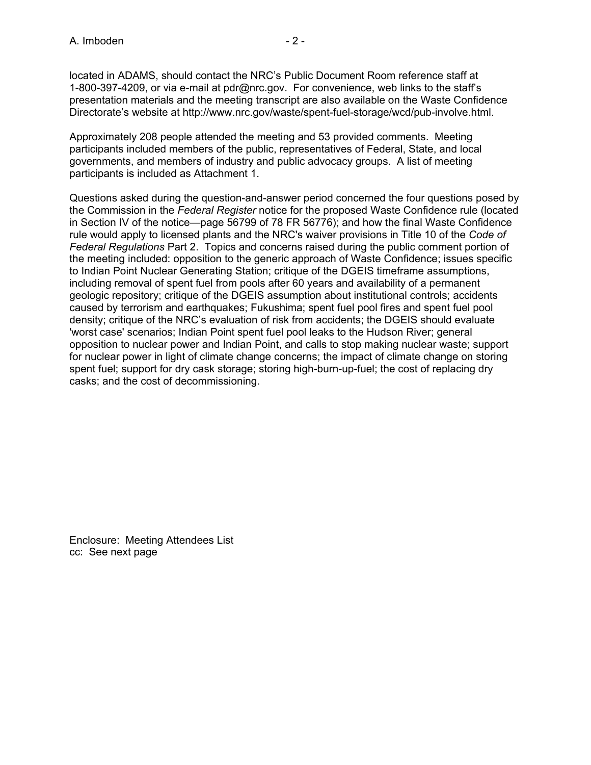located in ADAMS, should contact the NRC's Public Document Room reference staff at 1-800-397-4209, or via e-mail at pdr@nrc.gov. For convenience, web links to the staff's presentation materials and the meeting transcript are also available on the Waste Confidence Directorate's website at http://www.nrc.gov/waste/spent-fuel-storage/wcd/pub-involve.html.

Approximately 208 people attended the meeting and 53 provided comments. Meeting participants included members of the public, representatives of Federal, State, and local governments, and members of industry and public advocacy groups. A list of meeting participants is included as Attachment 1.

Questions asked during the question-and-answer period concerned the four questions posed by the Commission in the *Federal Register* notice for the proposed Waste Confidence rule (located in Section IV of the notice—page 56799 of 78 FR 56776); and how the final Waste Confidence rule would apply to licensed plants and the NRC's waiver provisions in Title 10 of the *Code of Federal Regulations* Part 2. Topics and concerns raised during the public comment portion of the meeting included: opposition to the generic approach of Waste Confidence; issues specific to Indian Point Nuclear Generating Station; critique of the DGEIS timeframe assumptions, including removal of spent fuel from pools after 60 years and availability of a permanent geologic repository; critique of the DGEIS assumption about institutional controls; accidents caused by terrorism and earthquakes; Fukushima; spent fuel pool fires and spent fuel pool density; critique of the NRC's evaluation of risk from accidents; the DGEIS should evaluate 'worst case' scenarios; Indian Point spent fuel pool leaks to the Hudson River; general opposition to nuclear power and Indian Point, and calls to stop making nuclear waste; support for nuclear power in light of climate change concerns; the impact of climate change on storing spent fuel; support for dry cask storage; storing high-burn-up-fuel; the cost of replacing dry casks; and the cost of decommissioning.

Enclosure: Meeting Attendees List
cc: See next page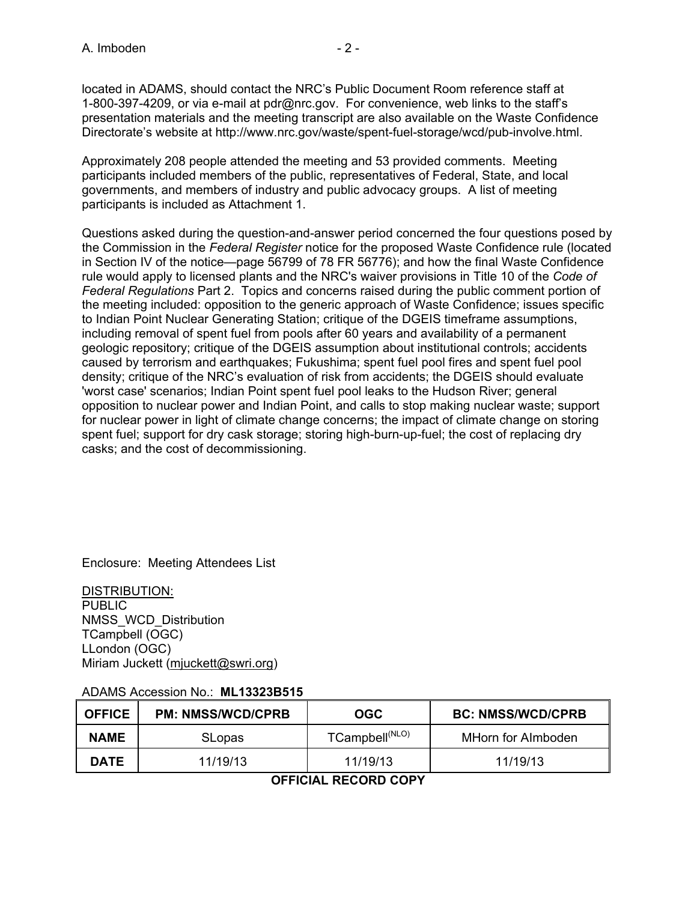located in ADAMS, should contact the NRC's Public Document Room reference staff at 1-800-397-4209, or via e-mail at pdr@nrc.gov. For convenience, web links to the staff's presentation materials and the meeting transcript are also available on the Waste Confidence Directorate's website at http://www.nrc.gov/waste/spent-fuel-storage/wcd/pub-involve.html.

Approximately 208 people attended the meeting and 53 provided comments. Meeting participants included members of the public, representatives of Federal, State, and local governments, and members of industry and public advocacy groups. A list of meeting participants is included as Attachment 1.

Questions asked during the question-and-answer period concerned the four questions posed by the Commission in the *Federal Register* notice for the proposed Waste Confidence rule (located in Section IV of the notice—page 56799 of 78 FR 56776); and how the final Waste Confidence rule would apply to licensed plants and the NRC's waiver provisions in Title 10 of the *Code of Federal Regulations* Part 2. Topics and concerns raised during the public comment portion of the meeting included: opposition to the generic approach of Waste Confidence; issues specific to Indian Point Nuclear Generating Station; critique of the DGEIS timeframe assumptions, including removal of spent fuel from pools after 60 years and availability of a permanent geologic repository; critique of the DGEIS assumption about institutional controls; accidents caused by terrorism and earthquakes; Fukushima; spent fuel pool fires and spent fuel pool density; critique of the NRC's evaluation of risk from accidents; the DGEIS should evaluate 'worst case' scenarios; Indian Point spent fuel pool leaks to the Hudson River; general opposition to nuclear power and Indian Point, and calls to stop making nuclear waste; support for nuclear power in light of climate change concerns; the impact of climate change on storing spent fuel; support for dry cask storage; storing high-burn-up-fuel; the cost of replacing dry casks; and the cost of decommissioning.

Enclosure: Meeting Attendees List

DISTRIBUTION:
PUBLIC
NMSS_WCD_Distribution
TCampbell (OGC)
LLondon (OGC)
Miriam Juckett (mjuckett@swri.org)

ADAMS Accession No.: **ML13323B515**

| OFFICE | PM: NMSS/WCD/CPRB | OGC | BC: NMSS/WCD/CPRB |
|---|---|---|---|
| NAME | SLopas | TCampbell(NLO) | MHorn for AImboden |
| DATE | 11/19/13 | 11/19/13 | 11/19/13 |

**OFFICIAL RECORD COPY**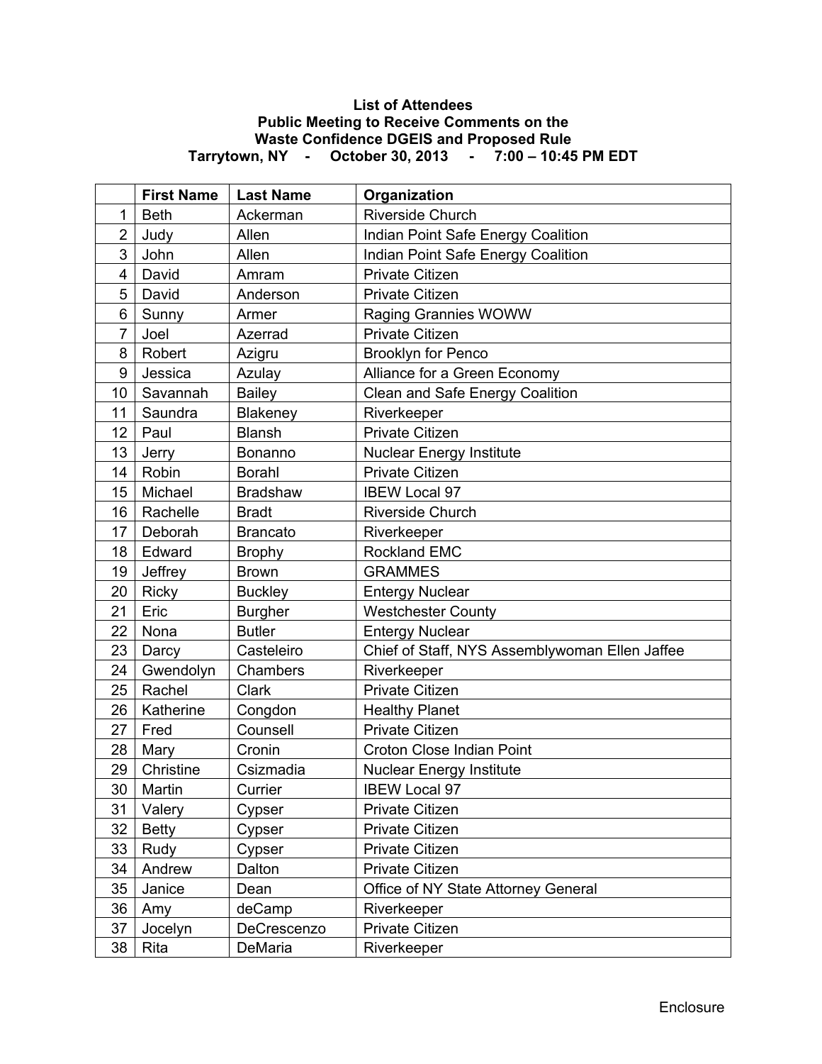**List of Attendees**
**Public Meeting to Receive Comments on the**
**Waste Confidence DGEIS and Proposed Rule**
**Tarrytown, NY - October 30, 2013 - 7:00 – 10:45 PM EDT**

| | First Name | Last Name | Organization |
|---|---|---|---|
| 1 | Beth | Ackerman | Riverside Church |
| 2 | Judy | Allen | Indian Point Safe Energy Coalition |
| 3 | John | Allen | Indian Point Safe Energy Coalition |
| 4 | David | Amram | Private Citizen |
| 5 | David | Anderson | Private Citizen |
| 6 | Sunny | Armer | Raging Grannies WOWW |
| 7 | Joel | Azerrad | Private Citizen |
| 8 | Robert | Azigru | Brooklyn for Penco |
| 9 | Jessica | Azulay | Alliance for a Green Economy |
| 10 | Savannah | Bailey | Clean and Safe Energy Coalition |
| 11 | Saundra | Blakeney | Riverkeeper |
| 12 | Paul | Blansh | Private Citizen |
| 13 | Jerry | Bonanno | Nuclear Energy Institute |
| 14 | Robin | Borahl | Private Citizen |
| 15 | Michael | Bradshaw | IBEW Local 97 |
| 16 | Rachelle | Bradt | Riverside Church |
| 17 | Deborah | Brancato | Riverkeeper |
| 18 | Edward | Brophy | Rockland EMC |
| 19 | Jeffrey | Brown | GRAMMES |
| 20 | Ricky | Buckley | Entergy Nuclear |
| 21 | Eric | Burgher | Westchester County |
| 22 | Nona | Butler | Entergy Nuclear |
| 23 | Darcy | Casteleiro | Chief of Staff, NYS Assemblywoman Ellen Jaffee |
| 24 | Gwendolyn | Chambers | Riverkeeper |
| 25 | Rachel | Clark | Private Citizen |
| 26 | Katherine | Congdon | Healthy Planet |
| 27 | Fred | Counsell | Private Citizen |
| 28 | Mary | Cronin | Croton Close Indian Point |
| 29 | Christine | Csizmadia | Nuclear Energy Institute |
| 30 | Martin | Currier | IBEW Local 97 |
| 31 | Valery | Cypser | Private Citizen |
| 32 | Betty | Cypser | Private Citizen |
| 33 | Rudy | Cypser | Private Citizen |
| 34 | Andrew | Dalton | Private Citizen |
| 35 | Janice | Dean | Office of NY State Attorney General |
| 36 | Amy | deCamp | Riverkeeper |
| 37 | Jocelyn | DeCrescenzo | Private Citizen |
| 38 | Rita | DeMaria | Riverkeeper |

Enclosure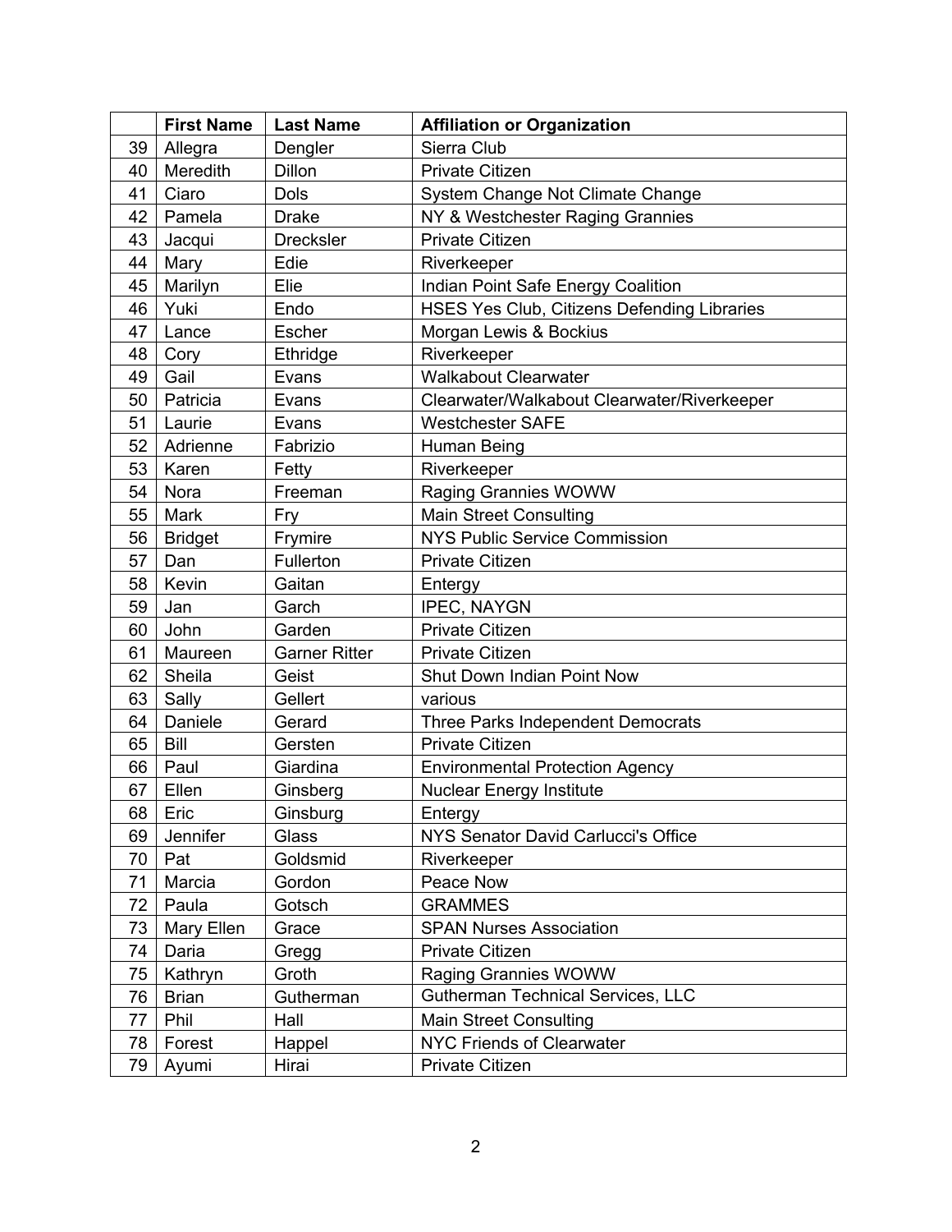| | First Name | Last Name | Affiliation or Organization |
|---|---|---|---|
| 39 | Allegra | Dengler | Sierra Club |
| 40 | Meredith | Dillon | Private Citizen |
| 41 | Ciaro | Dols | System Change Not Climate Change |
| 42 | Pamela | Drake | NY & Westchester Raging Grannies |
| 43 | Jacqui | Drecksler | Private Citizen |
| 44 | Mary | Edie | Riverkeeper |
| 45 | Marilyn | Elie | Indian Point Safe Energy Coalition |
| 46 | Yuki | Endo | HSES Yes Club, Citizens Defending Libraries |
| 47 | Lance | Escher | Morgan Lewis & Bockius |
| 48 | Cory | Ethridge | Riverkeeper |
| 49 | Gail | Evans | Walkabout Clearwater |
| 50 | Patricia | Evans | Clearwater/Walkabout Clearwater/Riverkeeper |
| 51 | Laurie | Evans | Westchester SAFE |
| 52 | Adrienne | Fabrizio | Human Being |
| 53 | Karen | Fetty | Riverkeeper |
| 54 | Nora | Freeman | Raging Grannies WOWW |
| 55 | Mark | Fry | Main Street Consulting |
| 56 | Bridget | Frymire | NYS Public Service Commission |
| 57 | Dan | Fullerton | Private Citizen |
| 58 | Kevin | Gaitan | Entergy |
| 59 | Jan | Garch | IPEC, NAYGN |
| 60 | John | Garden | Private Citizen |
| 61 | Maureen | Garner Ritter | Private Citizen |
| 62 | Sheila | Geist | Shut Down Indian Point Now |
| 63 | Sally | Gellert | various |
| 64 | Daniele | Gerard | Three Parks Independent Democrats |
| 65 | Bill | Gersten | Private Citizen |
| 66 | Paul | Giardina | Environmental Protection Agency |
| 67 | Ellen | Ginsberg | Nuclear Energy Institute |
| 68 | Eric | Ginsburg | Entergy |
| 69 | Jennifer | Glass | NYS Senator David Carlucci's Office |
| 70 | Pat | Goldsmid | Riverkeeper |
| 71 | Marcia | Gordon | Peace Now |
| 72 | Paula | Gotsch | GRAMMES |
| 73 | Mary Ellen | Grace | SPAN Nurses Association |
| 74 | Daria | Gregg | Private Citizen |
| 75 | Kathryn | Groth | Raging Grannies WOWW |
| 76 | Brian | Gutherman | Gutherman Technical Services, LLC |
| 77 | Phil | Hall | Main Street Consulting |
| 78 | Forest | Happel | NYC Friends of Clearwater |
| 79 | Ayumi | Hirai | Private Citizen |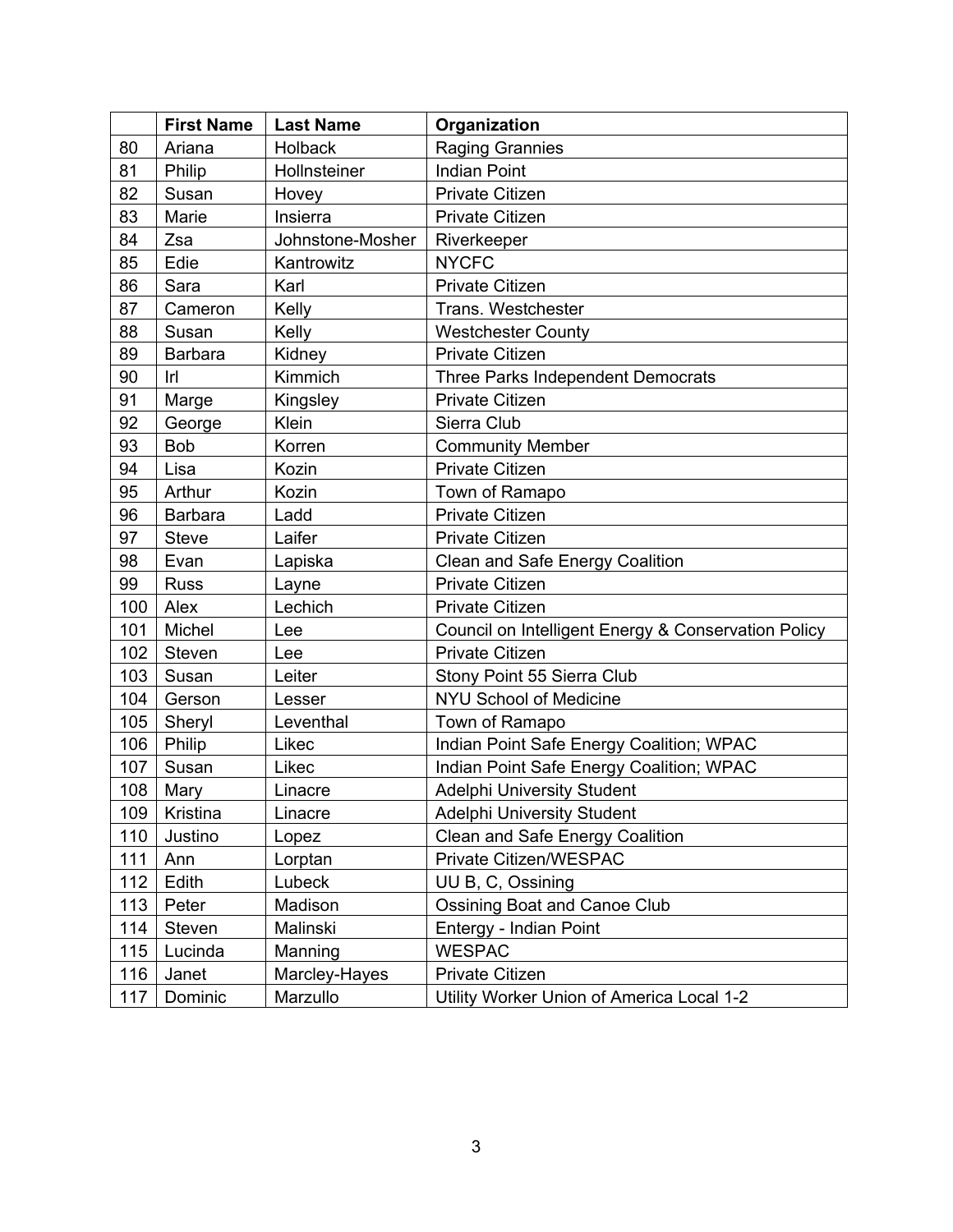| | First Name | Last Name | Organization |
|---|---|---|---|
| 80 | Ariana | Holback | Raging Grannies |
| 81 | Philip | Hollnsteiner | Indian Point |
| 82 | Susan | Hovey | Private Citizen |
| 83 | Marie | Insierra | Private Citizen |
| 84 | Zsa | Johnstone-Mosher | Riverkeeper |
| 85 | Edie | Kantrowitz | NYCFC |
| 86 | Sara | Karl | Private Citizen |
| 87 | Cameron | Kelly | Trans. Westchester |
| 88 | Susan | Kelly | Westchester County |
| 89 | Barbara | Kidney | Private Citizen |
| 90 | Irl | Kimmich | Three Parks Independent Democrats |
| 91 | Marge | Kingsley | Private Citizen |
| 92 | George | Klein | Sierra Club |
| 93 | Bob | Korren | Community Member |
| 94 | Lisa | Kozin | Private Citizen |
| 95 | Arthur | Kozin | Town of Ramapo |
| 96 | Barbara | Ladd | Private Citizen |
| 97 | Steve | Laifer | Private Citizen |
| 98 | Evan | Lapiska | Clean and Safe Energy Coalition |
| 99 | Russ | Layne | Private Citizen |
| 100 | Alex | Lechich | Private Citizen |
| 101 | Michel | Lee | Council on Intelligent Energy & Conservation Policy |
| 102 | Steven | Lee | Private Citizen |
| 103 | Susan | Leiter | Stony Point 55 Sierra Club |
| 104 | Gerson | Lesser | NYU School of Medicine |
| 105 | Sheryl | Leventhal | Town of Ramapo |
| 106 | Philip | Likec | Indian Point Safe Energy Coalition; WPAC |
| 107 | Susan | Likec | Indian Point Safe Energy Coalition; WPAC |
| 108 | Mary | Linacre | Adelphi University Student |
| 109 | Kristina | Linacre | Adelphi University Student |
| 110 | Justino | Lopez | Clean and Safe Energy Coalition |
| 111 | Ann | Lorptan | Private Citizen/WESPAC |
| 112 | Edith | Lubeck | UU B, C, Ossining |
| 113 | Peter | Madison | Ossining Boat and Canoe Club |
| 114 | Steven | Malinski | Entergy - Indian Point |
| 115 | Lucinda | Manning | WESPAC |
| 116 | Janet | Marcley-Hayes | Private Citizen |
| 117 | Dominic | Marzullo | Utility Worker Union of America Local 1-2 |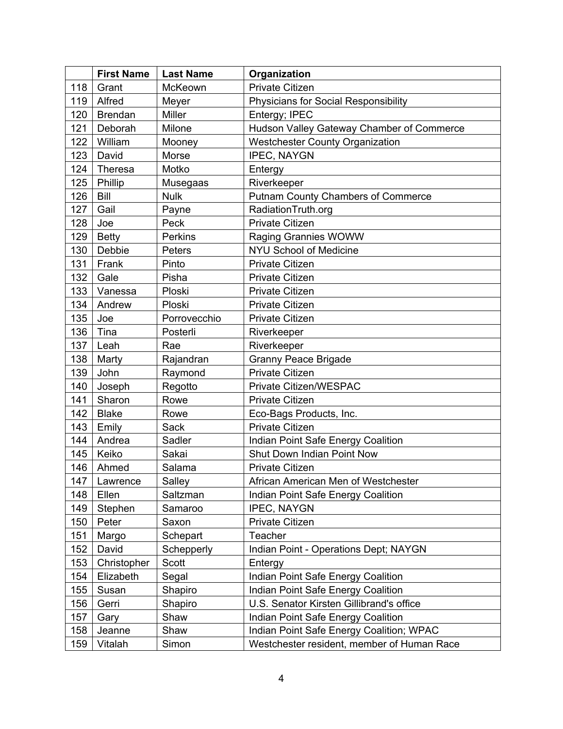| | First Name | Last Name | Organization |
|---|---|---|---|
| 118 | Grant | McKeown | Private Citizen |
| 119 | Alfred | Meyer | Physicians for Social Responsibility |
| 120 | Brendan | Miller | Entergy; IPEC |
| 121 | Deborah | Milone | Hudson Valley Gateway Chamber of Commerce |
| 122 | William | Mooney | Westchester County Organization |
| 123 | David | Morse | IPEC, NAYGN |
| 124 | Theresa | Motko | Entergy |
| 125 | Phillip | Musegaas | Riverkeeper |
| 126 | Bill | Nulk | Putnam County Chambers of Commerce |
| 127 | Gail | Payne | RadiationTruth.org |
| 128 | Joe | Peck | Private Citizen |
| 129 | Betty | Perkins | Raging Grannies WOWW |
| 130 | Debbie | Peters | NYU School of Medicine |
| 131 | Frank | Pinto | Private Citizen |
| 132 | Gale | Pisha | Private Citizen |
| 133 | Vanessa | Ploski | Private Citizen |
| 134 | Andrew | Ploski | Private Citizen |
| 135 | Joe | Porrovecchio | Private Citizen |
| 136 | Tina | Posterli | Riverkeeper |
| 137 | Leah | Rae | Riverkeeper |
| 138 | Marty | Rajandran | Granny Peace Brigade |
| 139 | John | Raymond | Private Citizen |
| 140 | Joseph | Regotto | Private Citizen/WESPAC |
| 141 | Sharon | Rowe | Private Citizen |
| 142 | Blake | Rowe | Eco-Bags Products, Inc. |
| 143 | Emily | Sack | Private Citizen |
| 144 | Andrea | Sadler | Indian Point Safe Energy Coalition |
| 145 | Keiko | Sakai | Shut Down Indian Point Now |
| 146 | Ahmed | Salama | Private Citizen |
| 147 | Lawrence | Salley | African American Men of Westchester |
| 148 | Ellen | Saltzman | Indian Point Safe Energy Coalition |
| 149 | Stephen | Samaroo | IPEC, NAYGN |
| 150 | Peter | Saxon | Private Citizen |
| 151 | Margo | Schepart | Teacher |
| 152 | David | Schepperly | Indian Point - Operations Dept; NAYGN |
| 153 | Christopher | Scott | Entergy |
| 154 | Elizabeth | Segal | Indian Point Safe Energy Coalition |
| 155 | Susan | Shapiro | Indian Point Safe Energy Coalition |
| 156 | Gerri | Shapiro | U.S. Senator Kirsten Gillibrand's office |
| 157 | Gary | Shaw | Indian Point Safe Energy Coalition |
| 158 | Jeanne | Shaw | Indian Point Safe Energy Coalition; WPAC |
| 159 | Vitalah | Simon | Westchester resident, member of Human Race |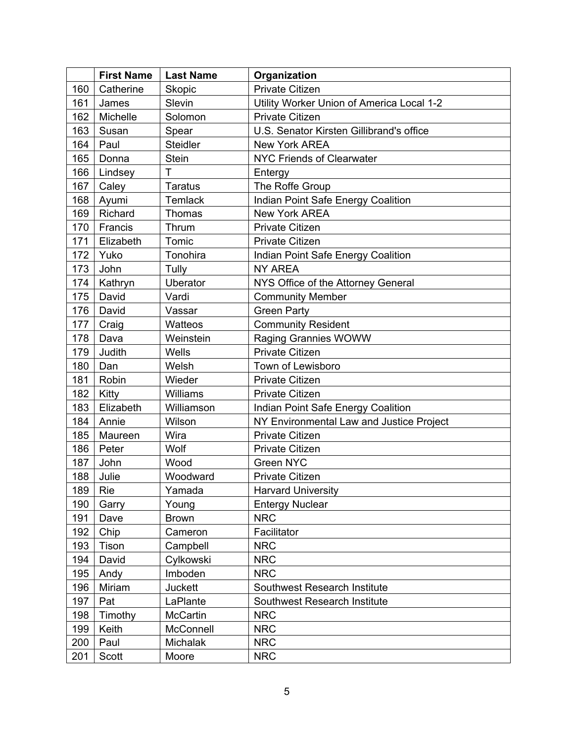| | First Name | Last Name | Organization |
|---|---|---|---|
| 160 | Catherine | Skopic | Private Citizen |
| 161 | James | Slevin | Utility Worker Union of America Local 1-2 |
| 162 | Michelle | Solomon | Private Citizen |
| 163 | Susan | Spear | U.S. Senator Kirsten Gillibrand's office |
| 164 | Paul | Steidler | New York AREA |
| 165 | Donna | Stein | NYC Friends of Clearwater |
| 166 | Lindsey | T | Entergy |
| 167 | Caley | Taratus | The Roffe Group |
| 168 | Ayumi | Temlack | Indian Point Safe Energy Coalition |
| 169 | Richard | Thomas | New York AREA |
| 170 | Francis | Thrum | Private Citizen |
| 171 | Elizabeth | Tomic | Private Citizen |
| 172 | Yuko | Tonohira | Indian Point Safe Energy Coalition |
| 173 | John | Tully | NY AREA |
| 174 | Kathryn | Uberator | NYS Office of the Attorney General |
| 175 | David | Vardi | Community Member |
| 176 | David | Vassar | Green Party |
| 177 | Craig | Watteos | Community Resident |
| 178 | Dava | Weinstein | Raging Grannies WOWW |
| 179 | Judith | Wells | Private Citizen |
| 180 | Dan | Welsh | Town of Lewisboro |
| 181 | Robin | Wieder | Private Citizen |
| 182 | Kitty | Williams | Private Citizen |
| 183 | Elizabeth | Williamson | Indian Point Safe Energy Coalition |
| 184 | Annie | Wilson | NY Environmental Law and Justice Project |
| 185 | Maureen | Wira | Private Citizen |
| 186 | Peter | Wolf | Private Citizen |
| 187 | John | Wood | Green NYC |
| 188 | Julie | Woodward | Private Citizen |
| 189 | Rie | Yamada | Harvard University |
| 190 | Garry | Young | Entergy Nuclear |
| 191 | Dave | Brown | NRC |
| 192 | Chip | Cameron | Facilitator |
| 193 | Tison | Campbell | NRC |
| 194 | David | Cylkowski | NRC |
| 195 | Andy | Imboden | NRC |
| 196 | Miriam | Juckett | Southwest Research Institute |
| 197 | Pat | LaPlante | Southwest Research Institute |
| 198 | Timothy | McCartin | NRC |
| 199 | Keith | McConnell | NRC |
| 200 | Paul | Michalak | NRC |
| 201 | Scott | Moore | NRC |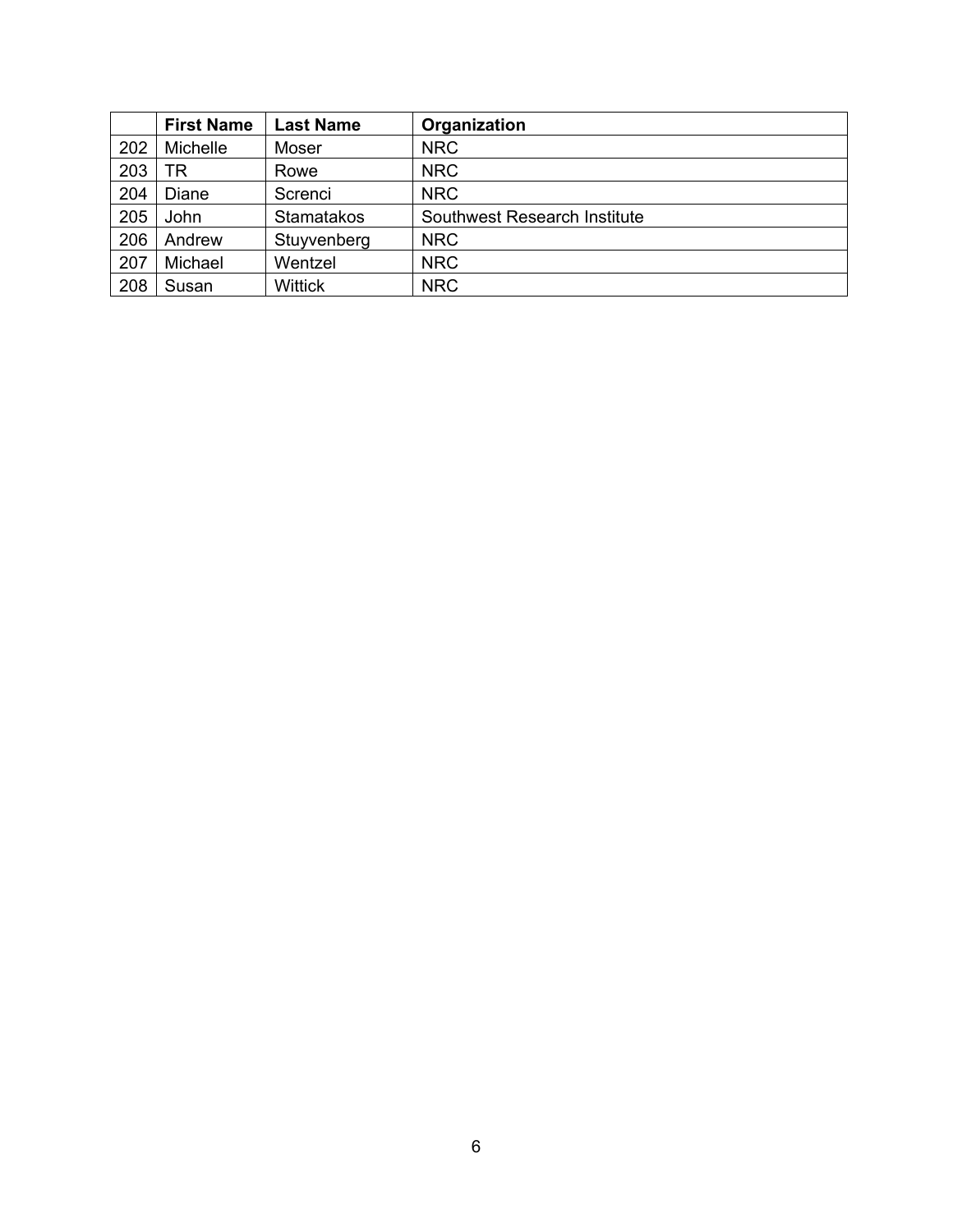| | First Name | Last Name | Organization |
|---|---|---|---|
| 202 | Michelle | Moser | NRC |
| 203 | TR | Rowe | NRC |
| 204 | Diane | Screnci | NRC |
| 205 | John | Stamatakos | Southwest Research Institute |
| 206 | Andrew | Stuyvenberg | NRC |
| 207 | Michael | Wentzel | NRC |
| 208 | Susan | Wittick | NRC |